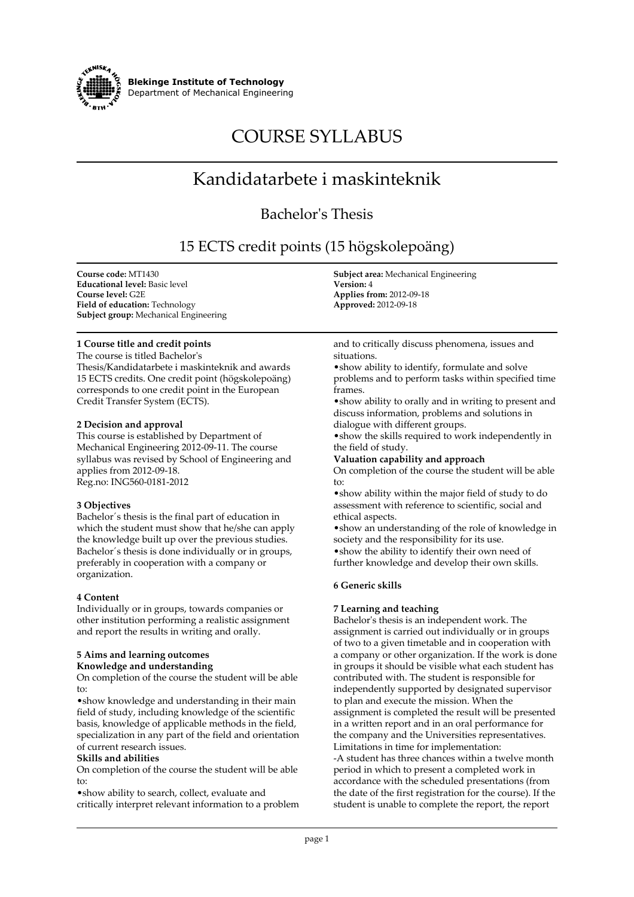**Blekinge Institute of Technology**
Department of Mechanical Engineering

# COURSE SYLLABUS

# Kandidatarbete i maskinteknik

## Bachelor's Thesis

## 15 ECTS credit points (15 högskolepoäng)

**Course code:** MT1430
**Educational level:** Basic level
**Course level:** G2E
**Field of education:** Technology
**Subject group:** Mechanical Engineering

**Subject area:** Mechanical Engineering
**Version:** 4
**Applies from:** 2012-09-18
**Approved:** 2012-09-18

**1 Course title and credit points**
The course is titled Bachelor's Thesis/Kandidatarbete i maskinteknik and awards 15 ECTS credits. One credit point (högskolepoäng) corresponds to one credit point in the European Credit Transfer System (ECTS).

**2 Decision and approval**
This course is established by Department of Mechanical Engineering 2012-09-11. The course syllabus was revised by School of Engineering and applies from 2012-09-18.
Reg.no: ING560-0181-2012

**3 Objectives**
Bachelor´s thesis is the final part of education in which the student must show that he/she can apply the knowledge built up over the previous studies. Bachelor´s thesis is done individually or in groups, preferably in cooperation with a company or organization.

**4 Content**
Individually or in groups, towards companies or other institution performing a realistic assignment and report the results in writing and orally.

**5 Aims and learning outcomes**
**Knowledge and understanding**
On completion of the course the student will be able to:
•show knowledge and understanding in their main field of study, including knowledge of the scientific basis, knowledge of applicable methods in the field, specialization in any part of the field and orientation of current research issues.
**Skills and abilities**
On completion of the course the student will be able to:
•show ability to search, collect, evaluate and critically interpret relevant information to a problem and to critically discuss phenomena, issues and situations.
•show ability to identify, formulate and solve problems and to perform tasks within specified time frames.
•show ability to orally and in writing to present and discuss information, problems and solutions in dialogue with different groups.
•show the skills required to work independently in the field of study.
**Valuation capability and approach**
On completion of the course the student will be able to:
•show ability within the major field of study to do assessment with reference to scientific, social and ethical aspects.
•show an understanding of the role of knowledge in society and the responsibility for its use.
•show the ability to identify their own need of further knowledge and develop their own skills.

**6 Generic skills**

**7 Learning and teaching**
Bachelor's thesis is an independent work. The assignment is carried out individually or in groups of two to a given timetable and in cooperation with a company or other organization. If the work is done in groups it should be visible what each student has contributed with. The student is responsible for independently supported by designated supervisor to plan and execute the mission. When the assignment is completed the result will be presented in a written report and in an oral performance for the company and the Universities representatives.
Limitations in time for implementation:
-A student has three chances within a twelve month period in which to present a completed work in accordance with the scheduled presentations (from the date of the first registration for the course). If the student is unable to complete the report, the report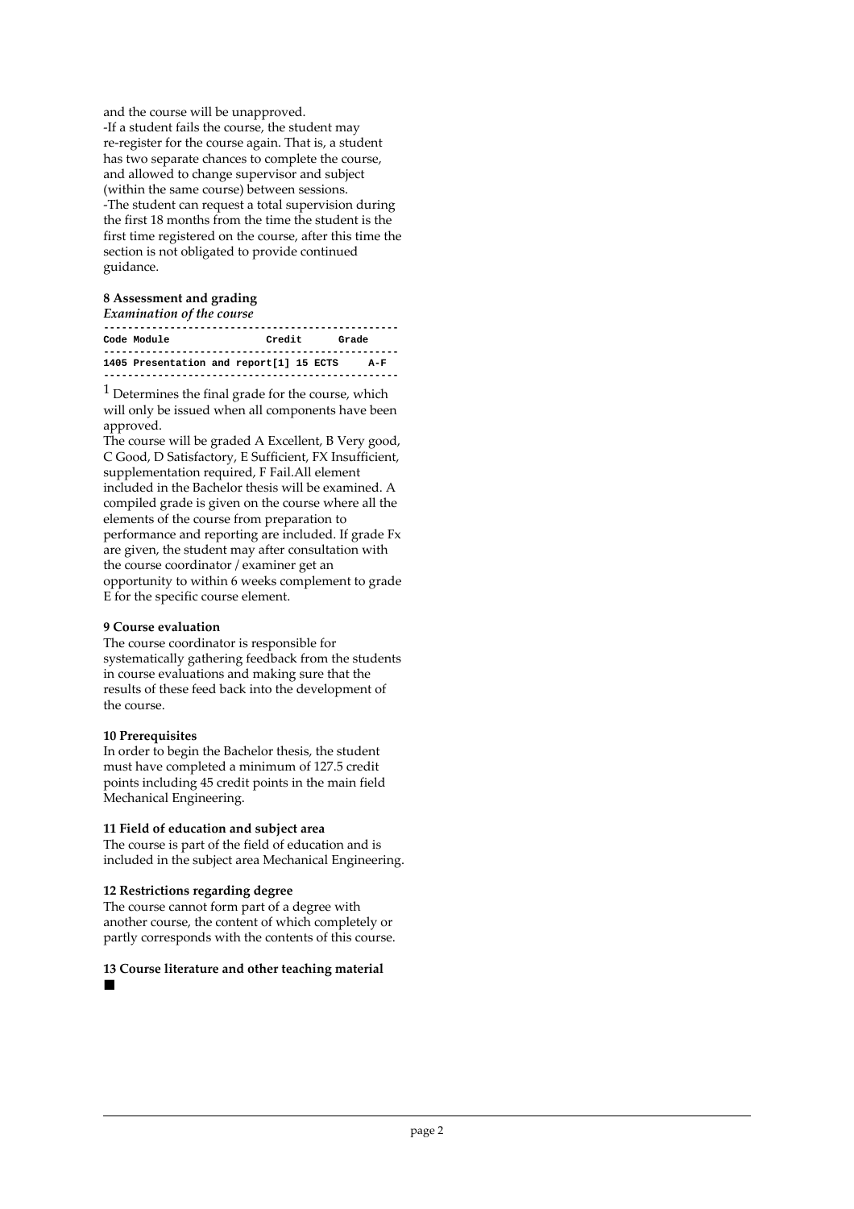and the course will be unapproved.

-If a student fails the course, the student may re-register for the course again. That is, a student has two separate chances to complete the course, and allowed to change supervisor and subject (within the same course) between sessions.

-The student can request a total supervision during the first 18 months from the time the student is the first time registered on the course, after this time the section is not obligated to provide continued guidance.

### 8 Assessment and grading

*Examination of the course*

| Code | Module | Credit | Grade |
|---|---|---|---|
| 1405 | Presentation and report[1] | 15 ECTS | A-F |

[1] Determines the final grade for the course, which will only be issued when all components have been approved.

The course will be graded A Excellent, B Very good, C Good, D Satisfactory, E Sufficient, FX Insufficient, supplementation required, F Fail.All element included in the Bachelor thesis will be examined. A compiled grade is given on the course where all the elements of the course from preparation to performance and reporting are included. If grade Fx are given, the student may after consultation with the course coordinator / examiner get an opportunity to within 6 weeks complement to grade E for the specific course element.

### 9 Course evaluation

The course coordinator is responsible for systematically gathering feedback from the students in course evaluations and making sure that the results of these feed back into the development of the course.

### 10 Prerequisites

In order to begin the Bachelor thesis, the student must have completed a minimum of 127.5 credit points including 45 credit points in the main field Mechanical Engineering.

### 11 Field of education and subject area

The course is part of the field of education and is included in the subject area Mechanical Engineering.

### 12 Restrictions regarding degree

The course cannot form part of a degree with another course, the content of which completely or partly corresponds with the contents of this course.

### 13 Course literature and other teaching material

■